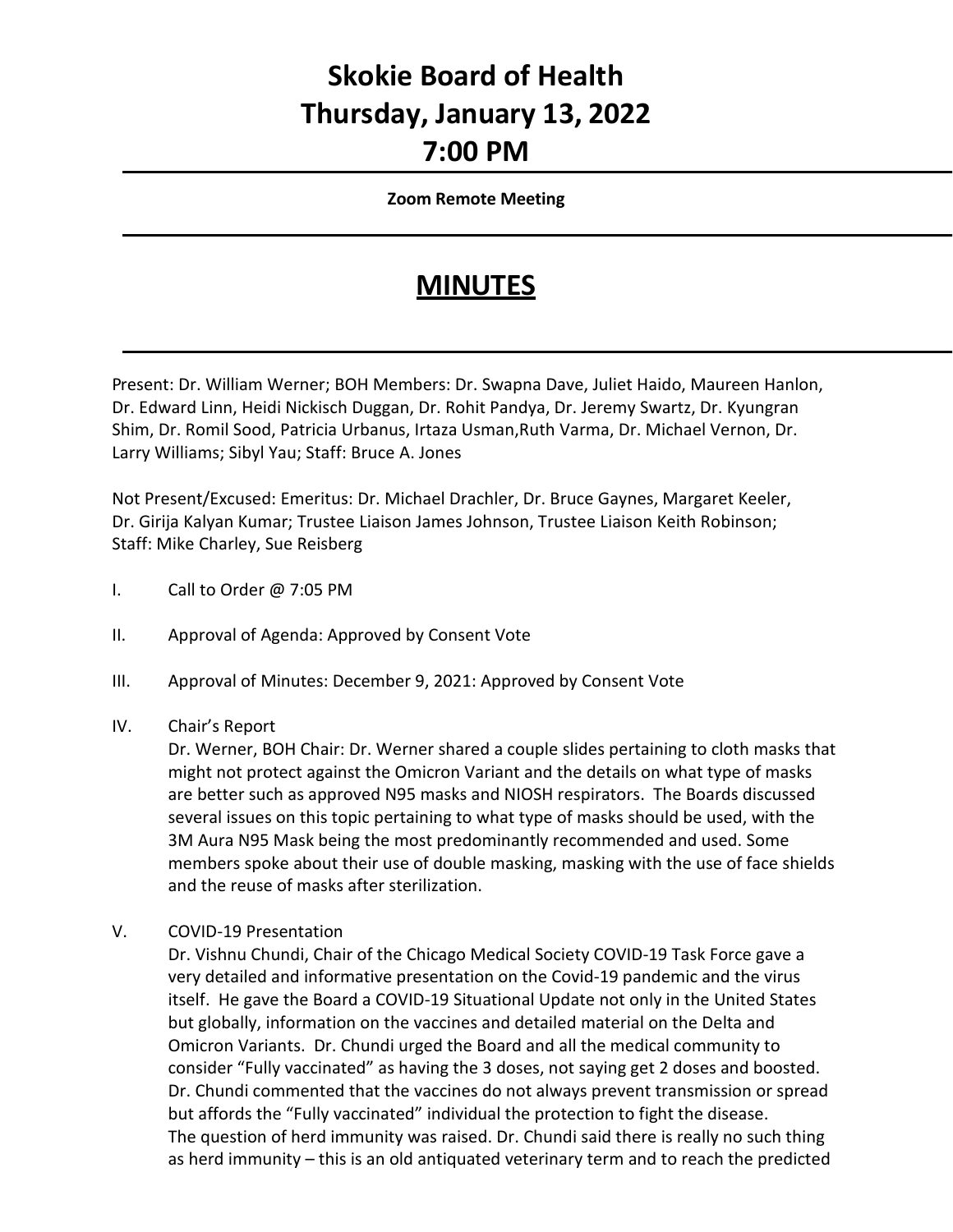# Skokie Board of Health
# Thursday, January 13, 2022
# 7:00 PM

**Zoom Remote Meeting**

## MINUTES

Present: Dr. William Werner; BOH Members: Dr. Swapna Dave, Juliet Haido, Maureen Hanlon, Dr. Edward Linn, Heidi Nickisch Duggan, Dr. Rohit Pandya, Dr. Jeremy Swartz, Dr. Kyungran Shim, Dr. Romil Sood, Patricia Urbanus, Irtaza Usman,Ruth Varma, Dr. Michael Vernon, Dr. Larry Williams; Sibyl Yau; Staff: Bruce A. Jones

Not Present/Excused: Emeritus: Dr. Michael Drachler, Dr. Bruce Gaynes, Margaret Keeler, Dr. Girija Kalyan Kumar; Trustee Liaison James Johnson, Trustee Liaison Keith Robinson; Staff: Mike Charley, Sue Reisberg

I. Call to Order @ 7:05 PM

II. Approval of Agenda: Approved by Consent Vote

III. Approval of Minutes: December 9, 2021: Approved by Consent Vote

IV. Chair's Report

Dr. Werner, BOH Chair: Dr. Werner shared a couple slides pertaining to cloth masks that might not protect against the Omicron Variant and the details on what type of masks are better such as approved N95 masks and NIOSH respirators. The Boards discussed several issues on this topic pertaining to what type of masks should be used, with the 3M Aura N95 Mask being the most predominantly recommended and used. Some members spoke about their use of double masking, masking with the use of face shields and the reuse of masks after sterilization.

V. COVID-19 Presentation

Dr. Vishnu Chundi, Chair of the Chicago Medical Society COVID-19 Task Force gave a very detailed and informative presentation on the Covid-19 pandemic and the virus itself. He gave the Board a COVID-19 Situational Update not only in the United States but globally, information on the vaccines and detailed material on the Delta and Omicron Variants. Dr. Chundi urged the Board and all the medical community to consider "Fully vaccinated" as having the 3 doses, not saying get 2 doses and boosted. Dr. Chundi commented that the vaccines do not always prevent transmission or spread but affords the "Fully vaccinated" individual the protection to fight the disease. The question of herd immunity was raised. Dr. Chundi said there is really no such thing as herd immunity – this is an old antiquated veterinary term and to reach the predicted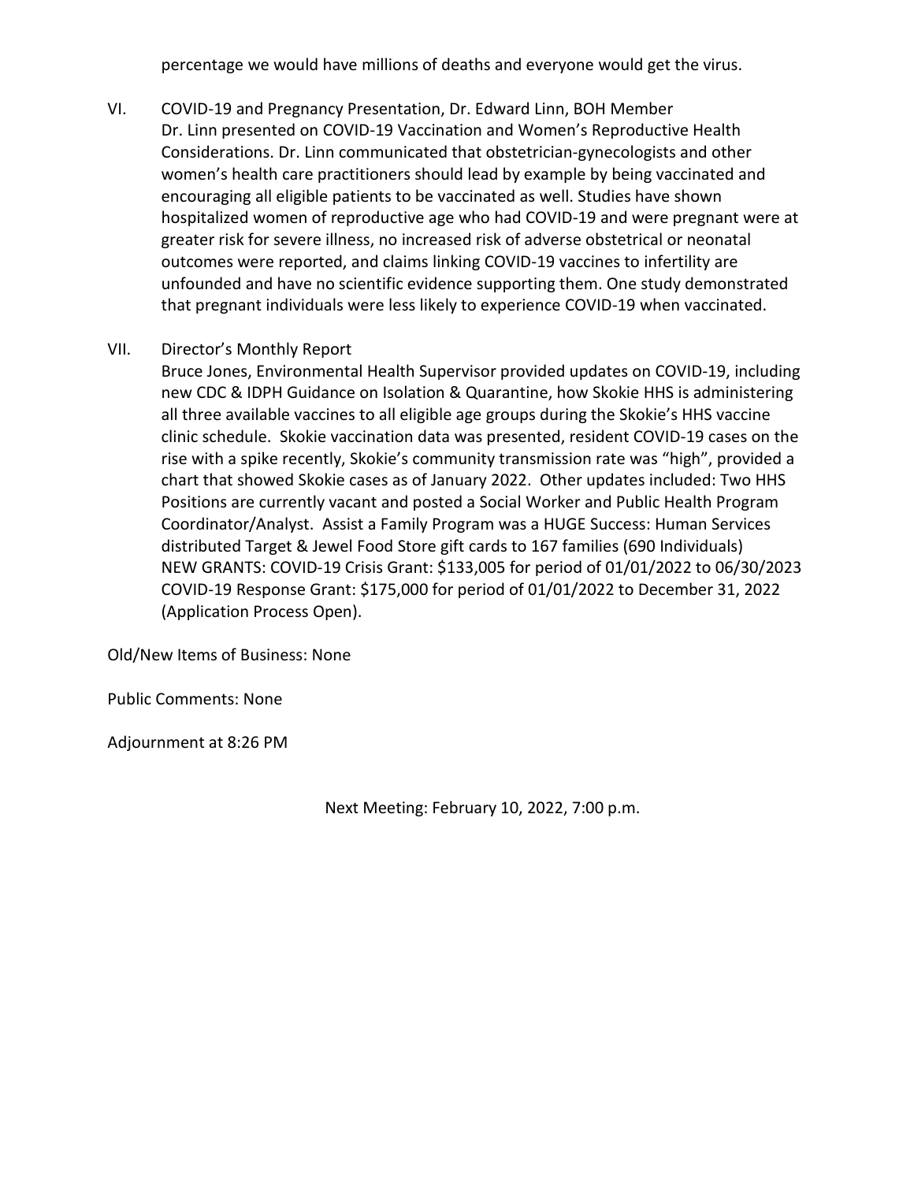percentage we would have millions of deaths and everyone would get the virus.

VI. COVID-19 and Pregnancy Presentation, Dr. Edward Linn, BOH Member
Dr. Linn presented on COVID-19 Vaccination and Women's Reproductive Health Considerations. Dr. Linn communicated that obstetrician-gynecologists and other women's health care practitioners should lead by example by being vaccinated and encouraging all eligible patients to be vaccinated as well. Studies have shown hospitalized women of reproductive age who had COVID-19 and were pregnant were at greater risk for severe illness, no increased risk of adverse obstetrical or neonatal outcomes were reported, and claims linking COVID-19 vaccines to infertility are unfounded and have no scientific evidence supporting them. One study demonstrated that pregnant individuals were less likely to experience COVID-19 when vaccinated.

VII. Director's Monthly Report
Bruce Jones, Environmental Health Supervisor provided updates on COVID-19, including new CDC & IDPH Guidance on Isolation & Quarantine, how Skokie HHS is administering all three available vaccines to all eligible age groups during the Skokie's HHS vaccine clinic schedule. Skokie vaccination data was presented, resident COVID-19 cases on the rise with a spike recently, Skokie's community transmission rate was "high", provided a chart that showed Skokie cases as of January 2022. Other updates included: Two HHS Positions are currently vacant and posted a Social Worker and Public Health Program Coordinator/Analyst. Assist a Family Program was a HUGE Success: Human Services distributed Target & Jewel Food Store gift cards to 167 families (690 Individuals)
NEW GRANTS: COVID-19 Crisis Grant: $133,005 for period of 01/01/2022 to 06/30/2023
COVID-19 Response Grant: $175,000 for period of 01/01/2022 to December 31, 2022 (Application Process Open).

Old/New Items of Business: None

Public Comments: None

Adjournment at 8:26 PM

Next Meeting: February 10, 2022, 7:00 p.m.